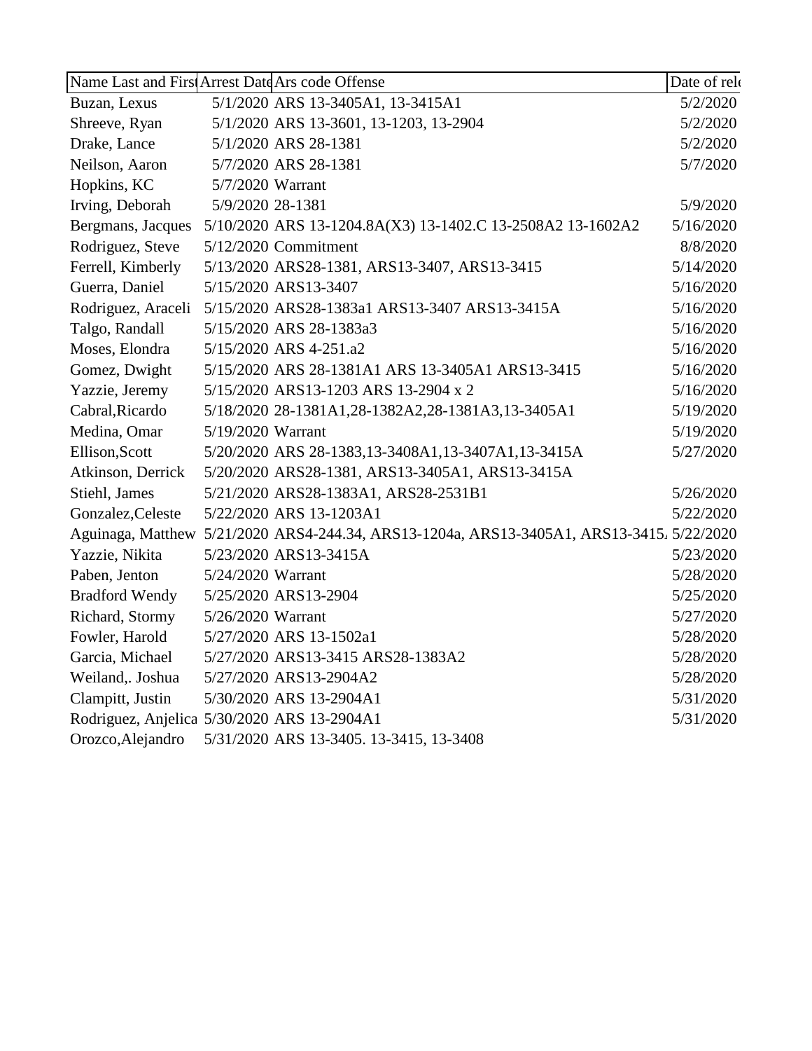| Name Last and First | Arrest Date | Ars code Offense | Date of rel |
|---|---|---|---|
| Buzan, Lexus | 5/1/2020 | ARS 13-3405A1, 13-3415A1 | 5/2/2020 |
| Shreeve, Ryan | 5/1/2020 | ARS 13-3601, 13-1203, 13-2904 | 5/2/2020 |
| Drake, Lance | 5/1/2020 | ARS 28-1381 | 5/2/2020 |
| Neilson, Aaron | 5/7/2020 | ARS 28-1381 | 5/7/2020 |
| Hopkins, KC | 5/7/2020 | Warrant | |
| Irving, Deborah | 5/9/2020 | 28-1381 | 5/9/2020 |
| Bergmans, Jacques | 5/10/2020 | ARS 13-1204.8A(X3) 13-1402.C 13-2508A2 13-1602A2 | 5/16/2020 |
| Rodriguez, Steve | 5/12/2020 | Commitment | 8/8/2020 |
| Ferrell, Kimberly | 5/13/2020 | ARS28-1381, ARS13-3407, ARS13-3415 | 5/14/2020 |
| Guerra, Daniel | 5/15/2020 | ARS13-3407 | 5/16/2020 |
| Rodriguez, Araceli | 5/15/2020 | ARS28-1383a1 ARS13-3407 ARS13-3415A | 5/16/2020 |
| Talgo, Randall | 5/15/2020 | ARS 28-1383a3 | 5/16/2020 |
| Moses, Elondra | 5/15/2020 | ARS 4-251.a2 | 5/16/2020 |
| Gomez, Dwight | 5/15/2020 | ARS 28-1381A1 ARS 13-3405A1 ARS13-3415 | 5/16/2020 |
| Yazzie, Jeremy | 5/15/2020 | ARS13-1203 ARS 13-2904 x 2 | 5/16/2020 |
| Cabral,Ricardo | 5/18/2020 | 28-1381A1,28-1382A2,28-1381A3,13-3405A1 | 5/19/2020 |
| Medina, Omar | 5/19/2020 | Warrant | 5/19/2020 |
| Ellison,Scott | 5/20/2020 | ARS 28-1383,13-3408A1,13-3407A1,13-3415A | 5/27/2020 |
| Atkinson, Derrick | 5/20/2020 | ARS28-1381, ARS13-3405A1, ARS13-3415A | |
| Stiehl, James | 5/21/2020 | ARS28-1383A1, ARS28-2531B1 | 5/26/2020 |
| Gonzalez,Celeste | 5/22/2020 | ARS 13-1203A1 | 5/22/2020 |
| Aguinaga, Matthew | 5/21/2020 | ARS4-244.34, ARS13-1204a, ARS13-3405A1, ARS13-3415 | 5/22/2020 |
| Yazzie, Nikita | 5/23/2020 | ARS13-3415A | 5/23/2020 |
| Paben, Jenton | 5/24/2020 | Warrant | 5/28/2020 |
| Bradford Wendy | 5/25/2020 | ARS13-2904 | 5/25/2020 |
| Richard, Stormy | 5/26/2020 | Warrant | 5/27/2020 |
| Fowler, Harold | 5/27/2020 | ARS 13-1502a1 | 5/28/2020 |
| Garcia, Michael | 5/27/2020 | ARS13-3415 ARS28-1383A2 | 5/28/2020 |
| Weiland,. Joshua | 5/27/2020 | ARS13-2904A2 | 5/28/2020 |
| Clampitt, Justin | 5/30/2020 | ARS 13-2904A1 | 5/31/2020 |
| Rodriguez, Anjelica | 5/30/2020 | ARS 13-2904A1 | 5/31/2020 |
| Orozco,Alejandro | 5/31/2020 | ARS 13-3405. 13-3415, 13-3408 | |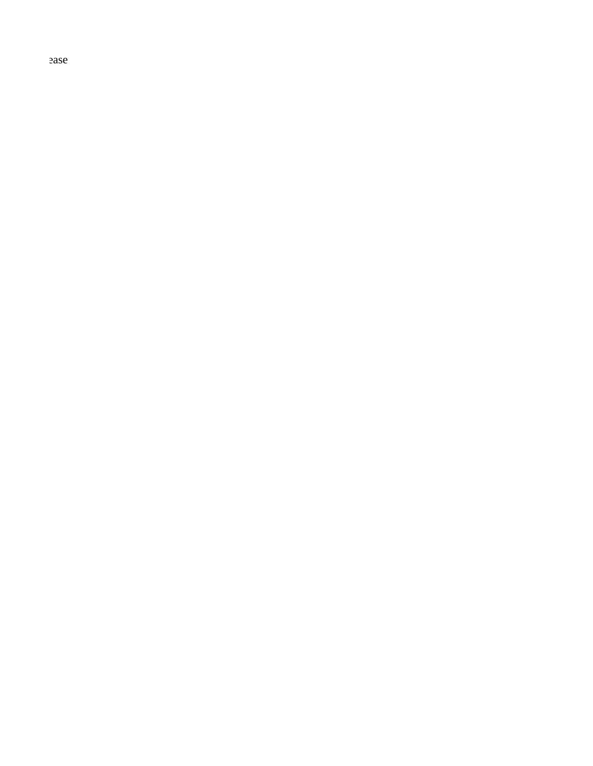ease